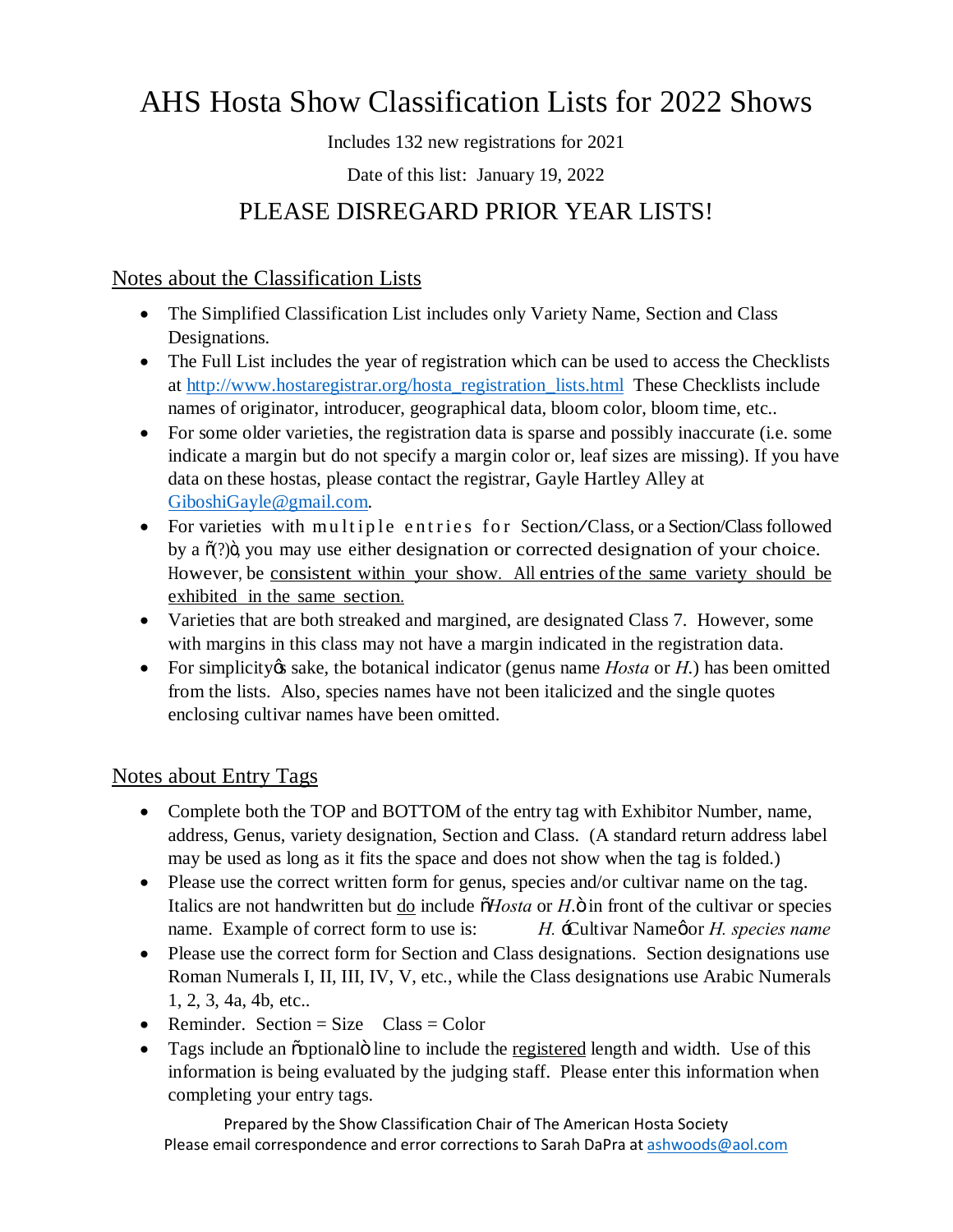# AHS Hosta Show Classification Lists for 2022 Shows

Includes 132 new registrations for 2021

Date of this list: January 19, 2022

## PLEASE DISREGARD PRIOR YEAR LISTS!

### Notes about the Classification Lists

- The Simplified Classification List includes only Variety Name, Section and Class Designations.
- The Full List includes the year of registration which can be used to access the Checklists at http://www.hostaregistrar.org/hosta_registration_lists.html These Checklists include names of originator, introducer, geographical data, bloom color, bloom time, etc..
- For some older varieties, the registration data is sparse and possibly inaccurate (i.e. some indicate a margin but do not specify a margin color or, leaf sizes are missing). If you have data on these hostas, please contact the registrar, Gayle Hartley Alley at GiboshiGayle@gmail.com.
- For varieties with multiple entries for Section/Class, or a Section/Class followed by a "(?)", you may use either designation or corrected designation of your choice. However, be consistent within your show. All entries of the same variety should be exhibited in the same section.
- Varieties that are both streaked and margined, are designated Class 7. However, some with margins in this class may not have a margin indicated in the registration data.
- For simplicity's sake, the botanical indicator (genus name *Hosta* or *H.*) has been omitted from the lists. Also, species names have not been italicized and the single quotes enclosing cultivar names have been omitted.

### Notes about Entry Tags

- Complete both the TOP and BOTTOM of the entry tag with Exhibitor Number, name, address, Genus, variety designation, Section and Class. (A standard return address label may be used as long as it fits the space and does not show when the tag is folded.)
- Please use the correct written form for genus, species and/or cultivar name on the tag. Italics are not handwritten but do include "*Hosta* or *H.*" in front of the cultivar or species name. Example of correct form to use is: *H.* 'Cultivar Name' or *H. species name*
- Please use the correct form for Section and Class designations. Section designations use Roman Numerals I, II, III, IV, V, etc., while the Class designations use Arabic Numerals 1, 2, 3, 4a, 4b, etc..
- Reminder. Section = Size  Class = Color
- Tags include an "optional" line to include the registered length and width. Use of this information is being evaluated by the judging staff. Please enter this information when completing your entry tags.

Prepared by the Show Classification Chair of The American Hosta Society
Please email correspondence and error corrections to Sarah DaPra at ashwoods@aol.com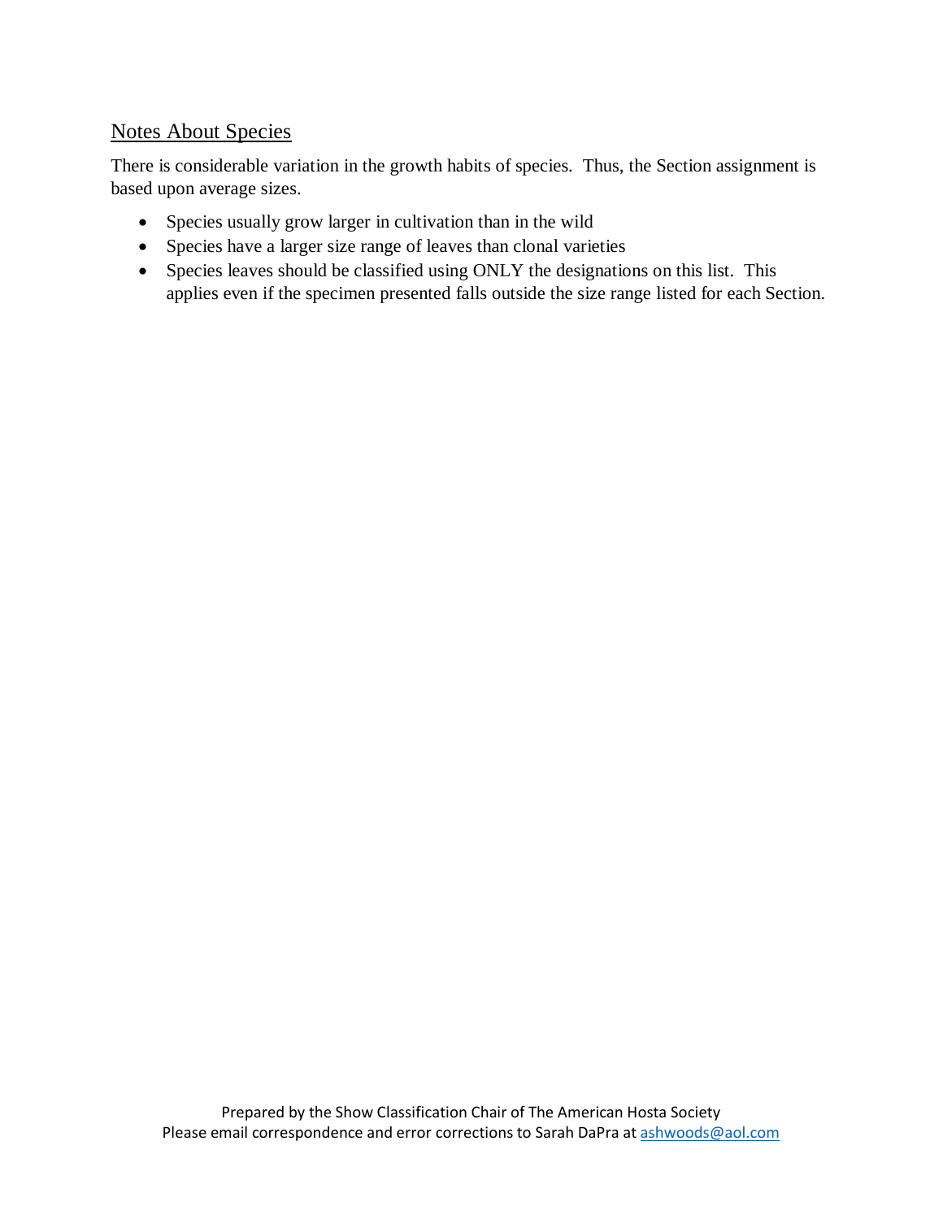## Notes About Species

There is considerable variation in the growth habits of species. Thus, the Section assignment is based upon average sizes.

- Species usually grow larger in cultivation than in the wild
- Species have a larger size range of leaves than clonal varieties
- Species leaves should be classified using ONLY the designations on this list. This applies even if the specimen presented falls outside the size range listed for each Section.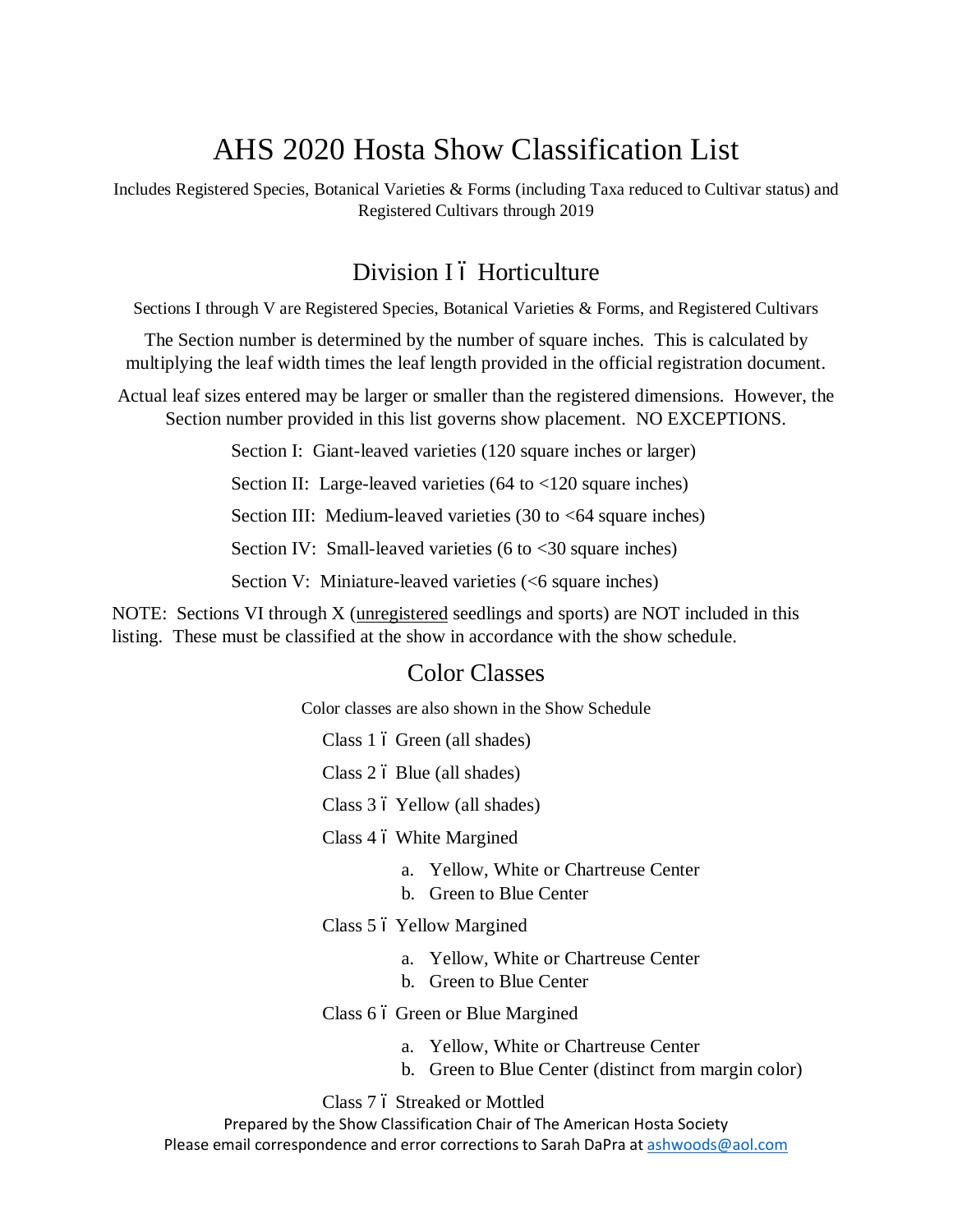# AHS 2020 Hosta Show Classification List

Includes Registered Species, Botanical Varieties & Forms (including Taxa reduced to Cultivar status) and Registered Cultivars through 2019

## Division I ï Horticulture

Sections I through V are Registered Species, Botanical Varieties & Forms, and Registered Cultivars

The Section number is determined by the number of square inches. This is calculated by multiplying the leaf width times the leaf length provided in the official registration document.

Actual leaf sizes entered may be larger or smaller than the registered dimensions. However, the Section number provided in this list governs show placement. NO EXCEPTIONS.

- Section I: Giant-leaved varieties (120 square inches or larger)
- Section II: Large-leaved varieties (64 to <120 square inches)
- Section III: Medium-leaved varieties (30 to <64 square inches)
- Section IV: Small-leaved varieties (6 to <30 square inches)
- Section V: Miniature-leaved varieties (<6 square inches)

NOTE: Sections VI through X (unregistered seedlings and sports) are NOT included in this listing. These must be classified at the show in accordance with the show schedule.

## Color Classes

Color classes are also shown in the Show Schedule

- Class 1 ï Green (all shades)
- Class 2 ï Blue (all shades)
- Class 3 ï Yellow (all shades)
- Class 4 ï White Margined
  - a. Yellow, White or Chartreuse Center
  - b. Green to Blue Center
- Class 5 ï Yellow Margined
  - a. Yellow, White or Chartreuse Center
  - b. Green to Blue Center
- Class 6 ï Green or Blue Margined
  - a. Yellow, White or Chartreuse Center
  - b. Green to Blue Center (distinct from margin color)
- Class 7 ï Streaked or Mottled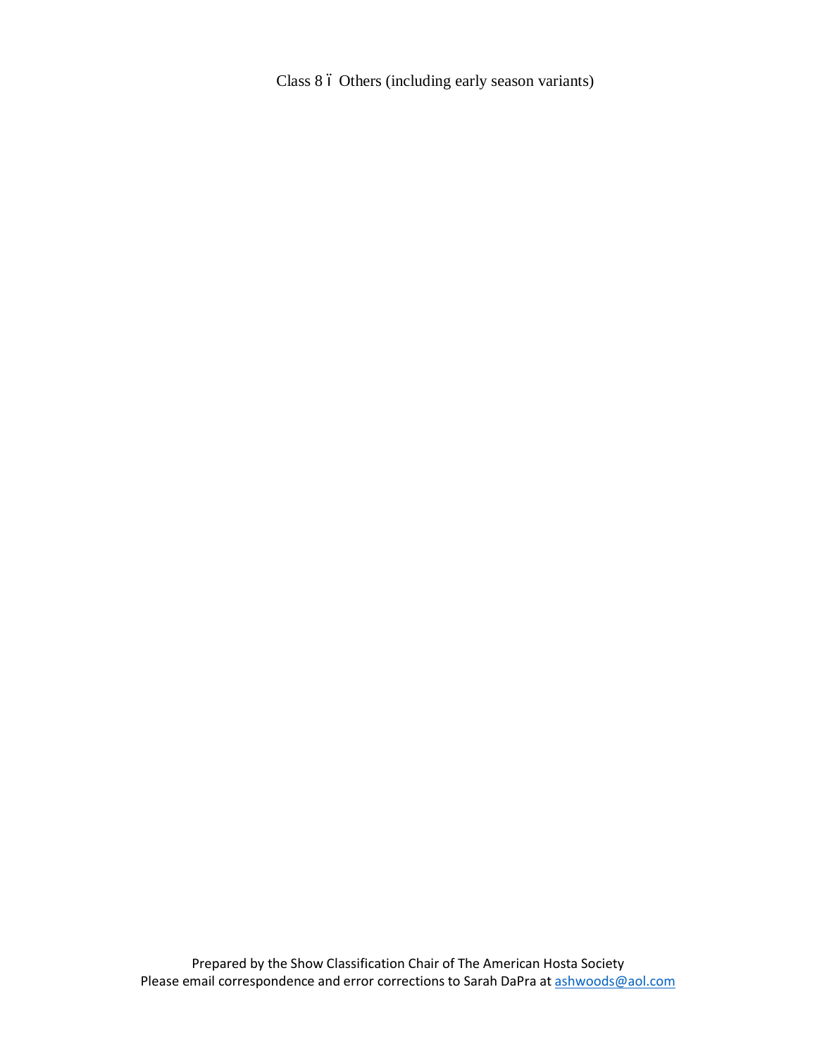Class 8 ï Others (including early season variants)